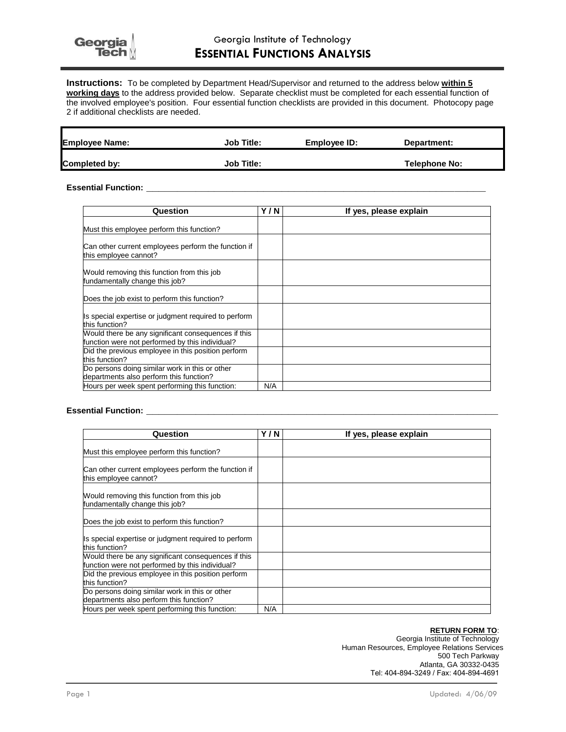Georgia Institute of Technology

# ESSENTIAL FUNCTIONS ANALYSIS

**Instructions:** To be completed by Department Head/Supervisor and returned to the address below **within 5 working days** to the address provided below. Separate checklist must be completed for each essential function of the involved employee's position. Four essential function checklists are provided in this document. Photocopy page 2 if additional checklists are needed.

| **Employee Name:** | **Job Title:** | **Employee ID:** | **Department:** |
|---|---|---|---|
| **Completed by:** | **Job Title:** | | **Telephone No:** |

**Essential Function:** ___________________________________________________________________________

| Question | Y / N | If yes, please explain |
|---|---|---|
| Must this employee perform this function? | | |
| Can other current employees perform the function if this employee cannot? | | |
| Would removing this function from this job fundamentally change this job? | | |
| Does the job exist to perform this function? | | |
| Is special expertise or judgment required to perform this function? | | |
| Would there be any significant consequences if this function were not performed by this individual? | | |
| Did the previous employee in this position perform this function? | | |
| Do persons doing similar work in this or other departments also perform this function? | | |
| Hours per week spent performing this function: | N/A | |

**Essential Function:** ___________________________________________________________________________

| Question | Y / N | If yes, please explain |
|---|---|---|
| Must this employee perform this function? | | |
| Can other current employees perform the function if this employee cannot? | | |
| Would removing this function from this job fundamentally change this job? | | |
| Does the job exist to perform this function? | | |
| Is special expertise or judgment required to perform this function? | | |
| Would there be any significant consequences if this function were not performed by this individual? | | |
| Did the previous employee in this position perform this function? | | |
| Do persons doing similar work in this or other departments also perform this function? | | |
| Hours per week spent performing this function: | N/A | |

**RETURN FORM TO**:
Georgia Institute of Technology
Human Resources, Employee Relations Services
500 Tech Parkway
Atlanta, GA 30332-0435
Tel: 404-894-3249 / Fax: 404-894-4691

Updated: 4/06/09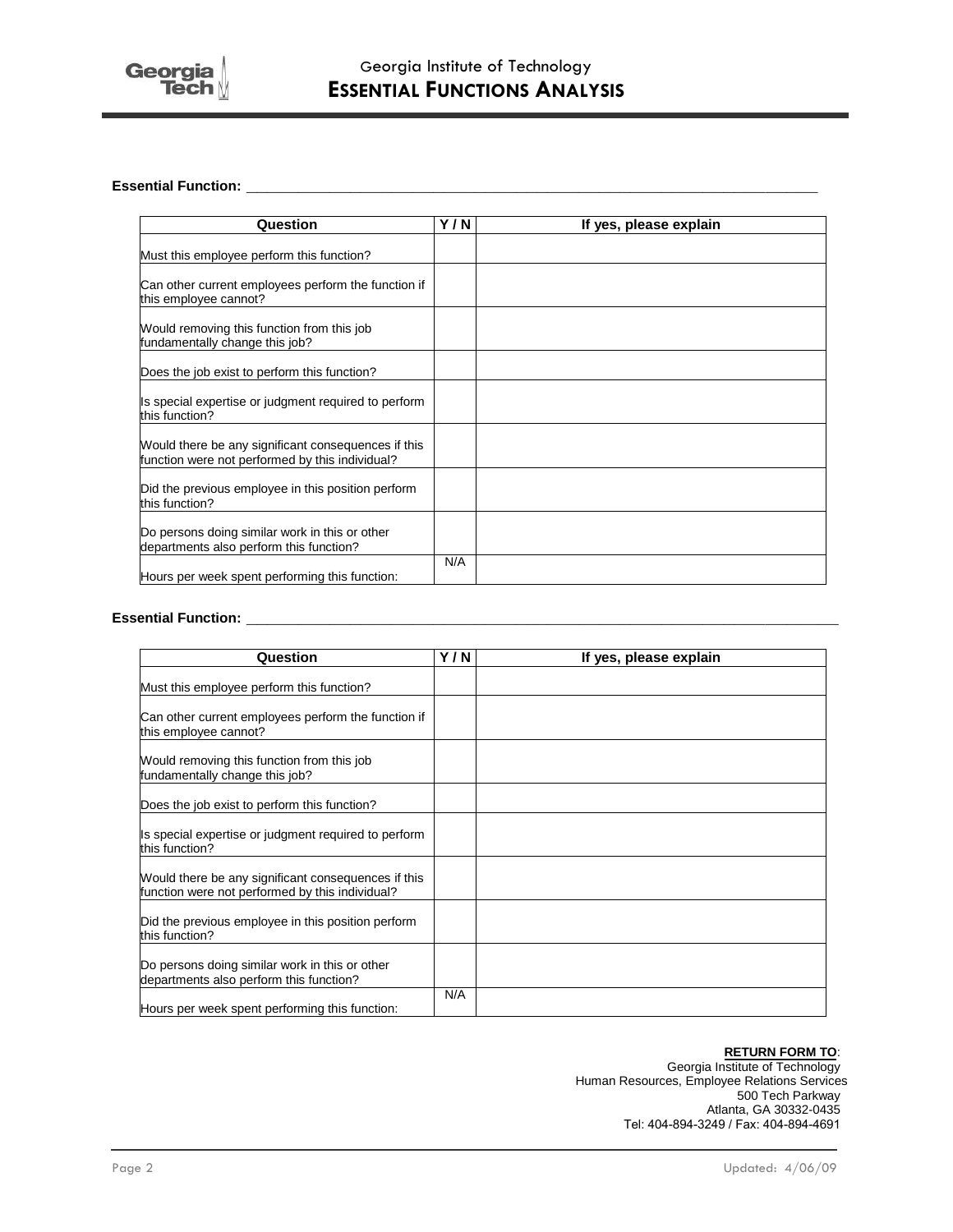**Essential Function:** ___________________________________________________________________________

| Question | Y / N | If yes, please explain |
|---|---|---|
| Must this employee perform this function? | | |
| Can other current employees perform the function if this employee cannot? | | |
| Would removing this function from this job fundamentally change this job? | | |
| Does the job exist to perform this function? | | |
| Is special expertise or judgment required to perform this function? | | |
| Would there be any significant consequences if this function were not performed by this individual? | | |
| Did the previous employee in this position perform this function? | | |
| Do persons doing similar work in this or other departments also perform this function? | | |
| Hours per week spent performing this function: | N/A | |

**Essential Function:** ___________________________________________________________________________

| Question | Y / N | If yes, please explain |
|---|---|---|
| Must this employee perform this function? | | |
| Can other current employees perform the function if this employee cannot? | | |
| Would removing this function from this job fundamentally change this job? | | |
| Does the job exist to perform this function? | | |
| Is special expertise or judgment required to perform this function? | | |
| Would there be any significant consequences if this function were not performed by this individual? | | |
| Did the previous employee in this position perform this function? | | |
| Do persons doing similar work in this or other departments also perform this function? | | |
| Hours per week spent performing this function: | N/A | |

**RETURN FORM TO**:
Georgia Institute of Technology
Human Resources, Employee Relations Services
500 Tech Parkway
Atlanta, GA 30332-0435
Tel: 404-894-3249 / Fax: 404-894-4691

Updated: 4/06/09